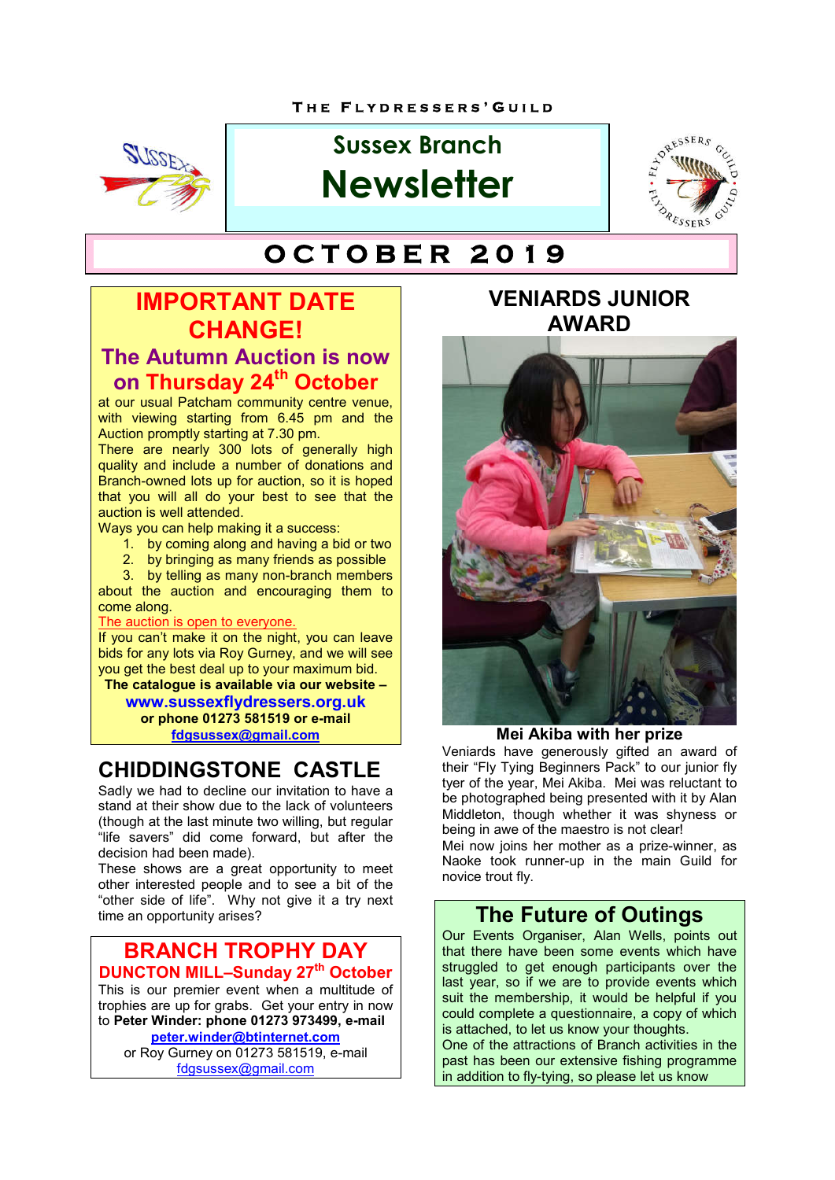THE FLYDRESSERS' GUILD

# Sussex Branch Newsletter

## OCTOBER 2019

## IMPORTANT DATE CHANGE!

### The Autumn Auction is now on Thursday 24th October

at our usual Patcham community centre venue, with viewing starting from 6.45 pm and the Auction promptly starting at 7.30 pm.

There are nearly 300 lots of generally high quality and include a number of donations and Branch-owned lots up for auction, so it is hoped that you will all do your best to see that the auction is well attended.

Ways you can help making it a success:

1. by coming along and having a bid or two
2. by bringing as many friends as possible
3. by telling as many non-branch members about the auction and encouraging them to come along.

The auction is open to everyone.

If you can't make it on the night, you can leave bids for any lots via Roy Gurney, and we will see you get the best deal up to your maximum bid.

**The catalogue is available via our website –**

**www.sussexflydressers.org.uk**

**or phone 01273 581519 or e-mail**

**fdgsussex@gmail.com**

## CHIDDINGSTONE CASTLE

Sadly we had to decline our invitation to have a stand at their show due to the lack of volunteers (though at the last minute two willing, but regular "life savers" did come forward, but after the decision had been made).

These shows are a great opportunity to meet other interested people and to see a bit of the "other side of life". Why not give it a try next time an opportunity arises?

## BRANCH TROPHY DAY

### DUNCTON MILL–Sunday 27th October

This is our premier event when a multitude of trophies are up for grabs. Get your entry in now to **Peter Winder: phone 01273 973499, e-mail peter.winder@btinternet.com** or Roy Gurney on 01273 581519, e-mail fdgsussex@gmail.com

## VENIARDS JUNIOR AWARD

**Mei Akiba with her prize**

Veniards have generously gifted an award of their "Fly Tying Beginners Pack" to our junior fly tyer of the year, Mei Akiba. Mei was reluctant to be photographed being presented with it by Alan Middleton, though whether it was shyness or being in awe of the maestro is not clear!

Mei now joins her mother as a prize-winner, as Naoke took runner-up in the main Guild for novice trout fly.

## The Future of Outings

Our Events Organiser, Alan Wells, points out that there have been some events which have struggled to get enough participants over the last year, so if we are to provide events which suit the membership, it would be helpful if you could complete a questionnaire, a copy of which is attached, to let us know your thoughts.

One of the attractions of Branch activities in the past has been our extensive fishing programme in addition to fly-tying, so please let us know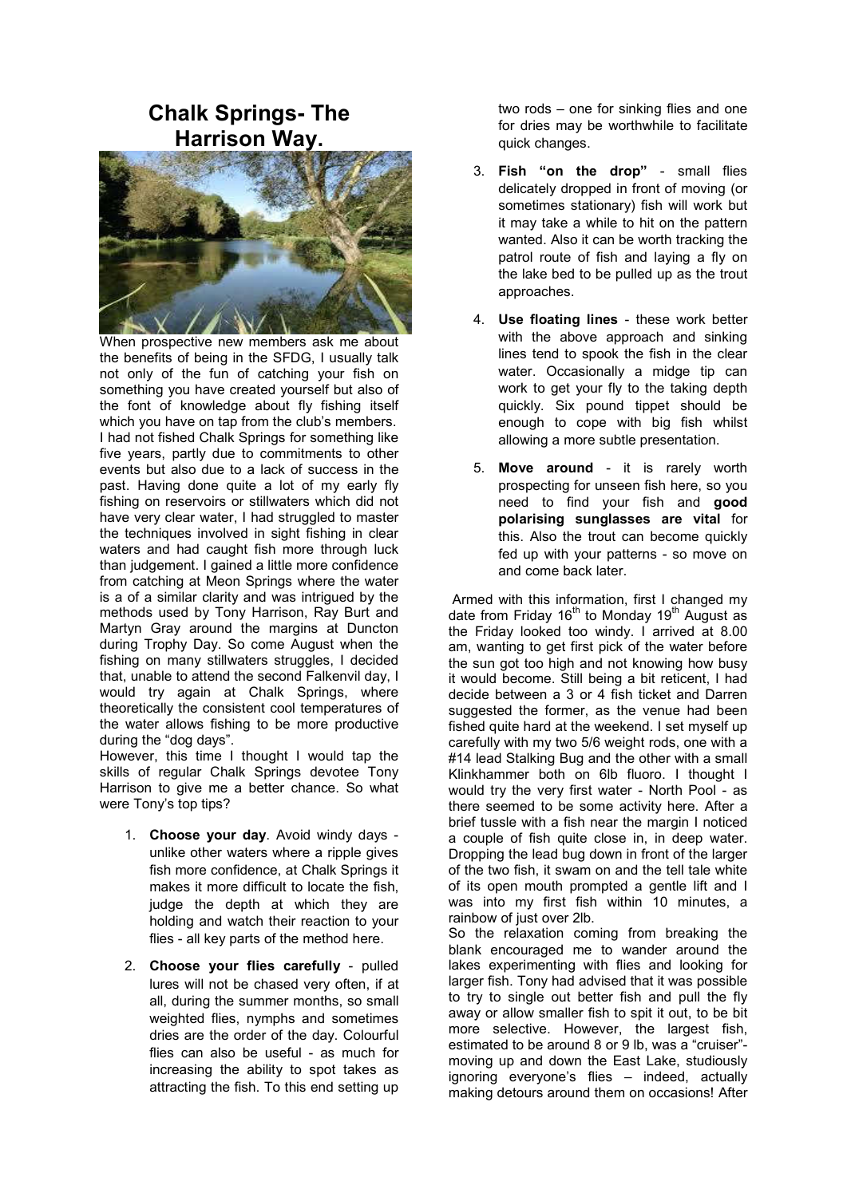# Chalk Springs- The Harrison Way.

When prospective new members ask me about the benefits of being in the SFDG, I usually talk not only of the fun of catching your fish on something you have created yourself but also of the font of knowledge about fly fishing itself which you have on tap from the club's members. I had not fished Chalk Springs for something like five years, partly due to commitments to other events but also due to a lack of success in the past. Having done quite a lot of my early fly fishing on reservoirs or stillwaters which did not have very clear water, I had struggled to master the techniques involved in sight fishing in clear waters and had caught fish more through luck than judgement. I gained a little more confidence from catching at Meon Springs where the water is a of a similar clarity and was intrigued by the methods used by Tony Harrison, Ray Burt and Martyn Gray around the margins at Duncton during Trophy Day. So come August when the fishing on many stillwaters struggles, I decided that, unable to attend the second Falkenvil day, I would try again at Chalk Springs, where theoretically the consistent cool temperatures of the water allows fishing to be more productive during the "dog days".

However, this time I thought I would tap the skills of regular Chalk Springs devotee Tony Harrison to give me a better chance. So what were Tony's top tips?

1. **Choose your day**. Avoid windy days - unlike other waters where a ripple gives fish more confidence, at Chalk Springs it makes it more difficult to locate the fish, judge the depth at which they are holding and watch their reaction to your flies - all key parts of the method here.
2. **Choose your flies carefully** - pulled lures will not be chased very often, if at all, during the summer months, so small weighted flies, nymphs and sometimes dries are the order of the day. Colourful flies can also be useful - as much for increasing the ability to spot takes as attracting the fish. To this end setting up two rods – one for sinking flies and one for dries may be worthwhile to facilitate quick changes.
3. **Fish "on the drop"** - small flies delicately dropped in front of moving (or sometimes stationary) fish will work but it may take a while to hit on the pattern wanted. Also it can be worth tracking the patrol route of fish and laying a fly on the lake bed to be pulled up as the trout approaches.
4. **Use floating lines** - these work better with the above approach and sinking lines tend to spook the fish in the clear water. Occasionally a midge tip can work to get your fly to the taking depth quickly. Six pound tippet should be enough to cope with big fish whilst allowing a more subtle presentation.
5. **Move around** - it is rarely worth prospecting for unseen fish here, so you need to find your fish and **good polarising sunglasses are vital** for this. Also the trout can become quickly fed up with your patterns - so move on and come back later.

Armed with this information, first I changed my date from Friday 16th to Monday 19th August as the Friday looked too windy. I arrived at 8.00 am, wanting to get first pick of the water before the sun got too high and not knowing how busy it would become. Still being a bit reticent, I had decide between a 3 or 4 fish ticket and Darren suggested the former, as the venue had been fished quite hard at the weekend. I set myself up carefully with my two 5/6 weight rods, one with a #14 lead Stalking Bug and the other with a small Klinkhammer both on 6lb fluoro. I thought I would try the very first water - North Pool - as there seemed to be some activity here. After a brief tussle with a fish near the margin I noticed a couple of fish quite close in, in deep water. Dropping the lead bug down in front of the larger of the two fish, it swam on and the tell tale white of its open mouth prompted a gentle lift and I was into my first fish within 10 minutes, a rainbow of just over 2lb.

So the relaxation coming from breaking the blank encouraged me to wander around the lakes experimenting with flies and looking for larger fish. Tony had advised that it was possible to try to single out better fish and pull the fly away or allow smaller fish to spit it out, to be bit more selective. However, the largest fish, estimated to be around 8 or 9 lb, was a "cruiser"- moving up and down the East Lake, studiously ignoring everyone's flies – indeed, actually making detours around them on occasions! After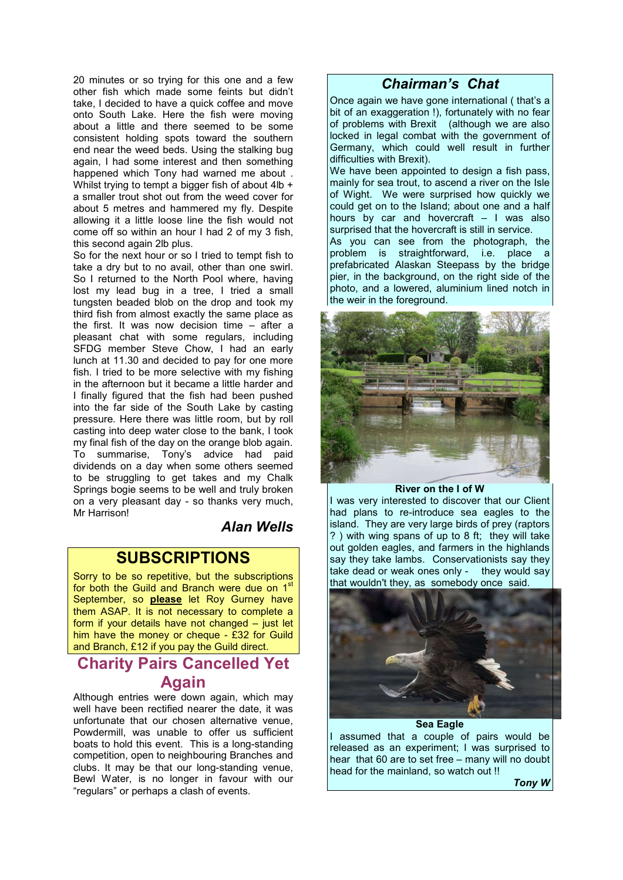20 minutes or so trying for this one and a few other fish which made some feints but didn't take, I decided to have a quick coffee and move onto South Lake. Here the fish were moving about a little and there seemed to be some consistent holding spots toward the southern end near the weed beds. Using the stalking bug again, I had some interest and then something happened which Tony had warned me about . Whilst trying to tempt a bigger fish of about 4lb + a smaller trout shot out from the weed cover for about 5 metres and hammered my fly. Despite allowing it a little loose line the fish would not come off so within an hour I had 2 of my 3 fish, this second again 2lb plus.

So for the next hour or so I tried to tempt fish to take a dry but to no avail, other than one swirl. So I returned to the North Pool where, having lost my lead bug in a tree, I tried a small tungsten beaded blob on the drop and took my third fish from almost exactly the same place as the first. It was now decision time – after a pleasant chat with some regulars, including SFDG member Steve Chow, I had an early lunch at 11.30 and decided to pay for one more fish. I tried to be more selective with my fishing in the afternoon but it became a little harder and I finally figured that the fish had been pushed into the far side of the South Lake by casting pressure. Here there was little room, but by roll casting into deep water close to the bank, I took my final fish of the day on the orange blob again. To summarise, Tony's advice had paid dividends on a day when some others seemed to be struggling to get takes and my Chalk Springs bogie seems to be well and truly broken on a very pleasant day - so thanks very much, Mr Harrison!

***Alan Wells***

## SUBSCRIPTIONS

Sorry to be so repetitive, but the subscriptions for both the Guild and Branch were due on 1st September, so **please** let Roy Gurney have them ASAP. It is not necessary to complete a form if your details have not changed – just let him have the money or cheque - £32 for Guild and Branch, £12 if you pay the Guild direct.

## Charity Pairs Cancelled Yet Again

Although entries were down again, which may well have been rectified nearer the date, it was unfortunate that our chosen alternative venue, Powdermill, was unable to offer us sufficient boats to hold this event. This is a long-standing competition, open to neighbouring Branches and clubs. It may be that our long-standing venue, Bewl Water, is no longer in favour with our "regulars" or perhaps a clash of events.

## *Chairman's Chat*

Once again we have gone international ( that's a bit of an exaggeration !), fortunately with no fear of problems with Brexit (although we are also locked in legal combat with the government of Germany, which could well result in further difficulties with Brexit).

We have been appointed to design a fish pass, mainly for sea trout, to ascend a river on the Isle of Wight. We were surprised how quickly we could get on to the Island; about one and a half hours by car and hovercraft – I was also surprised that the hovercraft is still in service.

As you can see from the photograph, the problem is straightforward, i.e. place a prefabricated Alaskan Steepass by the bridge pier, in the background, on the right side of the photo, and a lowered, aluminium lined notch in the weir in the foreground.

**River on the I of W**

I was very interested to discover that our Client had plans to re-introduce sea eagles to the island. They are very large birds of prey (raptors ? ) with wing spans of up to 8 ft; they will take out golden eagles, and farmers in the highlands say they take lambs. Conservationists say they take dead or weak ones only - they would say that wouldn't they, as somebody once said.

**Sea Eagle**

I assumed that a couple of pairs would be released as an experiment; I was surprised to hear that 60 are to set free – many will no doubt head for the mainland, so watch out !!

***Tony W***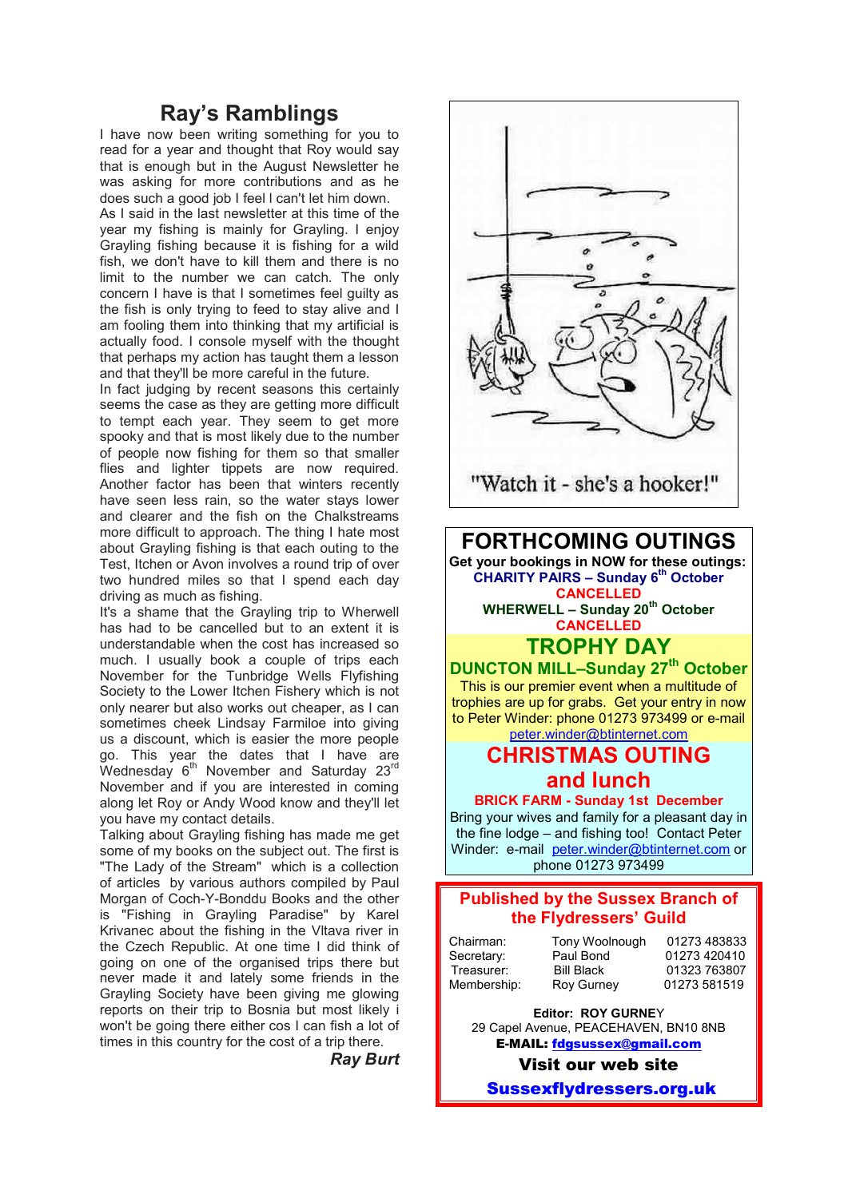## Ray's Ramblings

I have now been writing something for you to read for a year and thought that Roy would say that is enough but in the August Newsletter he was asking for more contributions and as he does such a good job I feel I can't let him down.

As I said in the last newsletter at this time of the year my fishing is mainly for Grayling. I enjoy Grayling fishing because it is fishing for a wild fish, we don't have to kill them and there is no limit to the number we can catch. The only concern I have is that I sometimes feel guilty as the fish is only trying to feed to stay alive and I am fooling them into thinking that my artificial is actually food. I console myself with the thought that perhaps my action has taught them a lesson and that they'll be more careful in the future.

In fact judging by recent seasons this certainly seems the case as they are getting more difficult to tempt each year. They seem to get more spooky and that is most likely due to the number of people now fishing for them so that smaller flies and lighter tippets are now required. Another factor has been that winters recently have seen less rain, so the water stays lower and clearer and the fish on the Chalkstreams more difficult to approach. The thing I hate most about Grayling fishing is that each outing to the Test, Itchen or Avon involves a round trip of over two hundred miles so that I spend each day driving as much as fishing.

It's a shame that the Grayling trip to Wherwell has had to be cancelled but to an extent it is understandable when the cost has increased so much. I usually book a couple of trips each November for the Tunbridge Wells Flyfishing Society to the Lower Itchen Fishery which is not only nearer but also works out cheaper, as I can sometimes cheek Lindsay Farmiloe into giving us a discount, which is easier the more people go. This year the dates that I have are Wednesday 6th November and Saturday 23rd November and if you are interested in coming along let Roy or Andy Wood know and they'll let you have my contact details.

Talking about Grayling fishing has made me get some of my books on the subject out. The first is "The Lady of the Stream" which is a collection of articles by various authors compiled by Paul Morgan of Coch-Y-Bonddu Books and the other is "Fishing in Grayling Paradise" by Karel Krivanec about the fishing in the Vltava river in the Czech Republic. At one time I did think of going on one of the organised trips there but never made it and lately some friends in the Grayling Society have been giving me glowing reports on their trip to Bosnia but most likely i won't be going there either cos I can fish a lot of times in this country for the cost of a trip there.

***Ray Burt***

"Watch it - she's a hooker!"

## FORTHCOMING OUTINGS

**Get your bookings in NOW for these outings:**

**CHARITY PAIRS – Sunday 6th October**
**CANCELLED**

**WHERWELL – Sunday 20th October**
**CANCELLED**

## TROPHY DAY

**DUNCTON MILL–Sunday 27th October**

This is our premier event when a multitude of trophies are up for grabs. Get your entry in now to Peter Winder: phone 01273 973499 or e-mail peter.winder@btinternet.com

## CHRISTMAS OUTING and lunch

**BRICK FARM - Sunday 1st December**

Bring your wives and family for a pleasant day in the fine lodge – and fishing too! Contact Peter Winder: e-mail peter.winder@btinternet.com or phone 01273 973499

## Published by the Sussex Branch of the Flydressers' Guild

| | | |
|---|---|---|
| Chairman: | Tony Woolnough | 01273 483833 |
| Secretary: | Paul Bond | 01273 420410 |
| Treasurer: | Bill Black | 01323 763807 |
| Membership: | Roy Gurney | 01273 581519 |

**Editor: ROY GURNEY**
29 Capel Avenue, PEACEHAVEN, BN10 8NB
**E-MAIL: fdgsussex@gmail.com**

**Visit our web site**

**Sussexflydressers.org.uk**